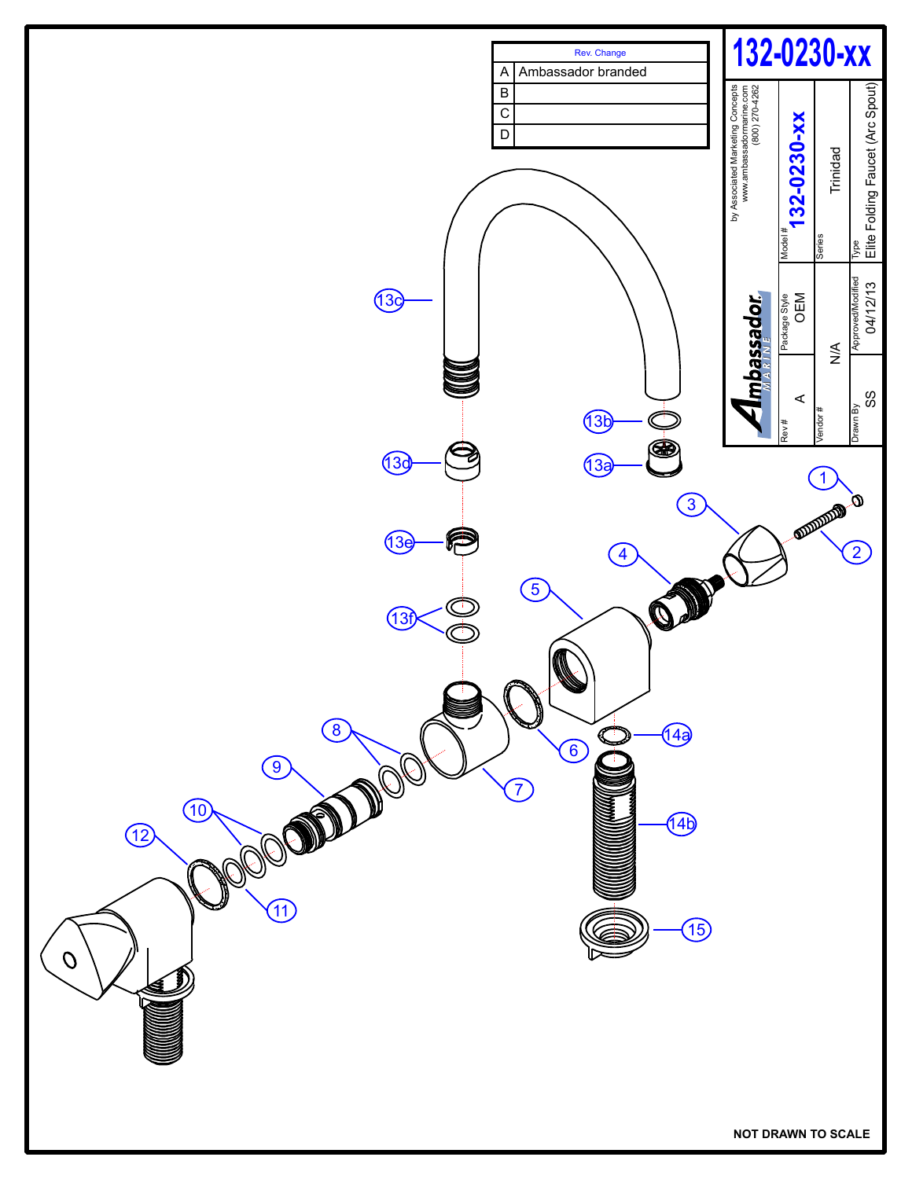# 132-0230-xx

| Rev. | Change |
|---|---|
| A | Ambassador branded |
| B | |
| C | |
| D | |

by Associated Marketing Concepts
www.ambassadormarine.com
(800) 270-4262

Ambassador MARINE

| Model # | Series | Type |
|---|---|---|
| 132-0230-xx | Trinidad | Elite Folding Faucet (Arc Spout) |

| Rev # | Package Style | Vendor # | Drawn By | Approved/Modified |
|---|---|---|---|---|
| A | OEM | N/A | SS | 04/12/13 |

1, 2, 3, 4, 5, 6, 7, 8, 9, 10, 11, 12, 13a, 13b, 13c, 13d, 13e, 13f, 14a, 14b, 15

NOT DRAWN TO SCALE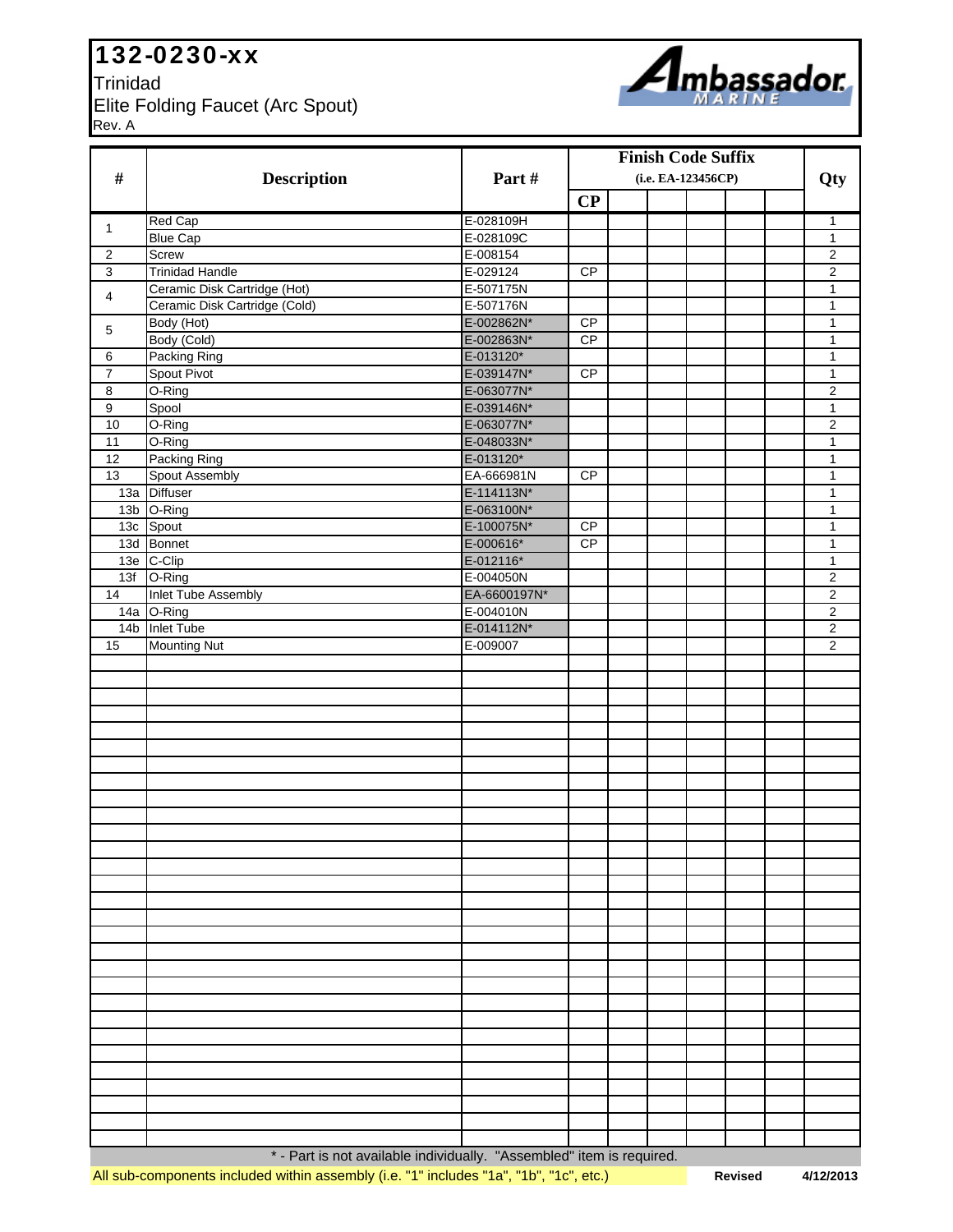# 132-0230-xx

Trinidad

Elite Folding Faucet (Arc Spout)

Rev. A

Ambassador MARINE

| # | Description | Part # | Finish Code Suffix (i.e. EA-123456CP) | | | | | | Qty |
|---|---|---|---|---|---|---|---|---|---|
| | | | CP | | | | | | |
| 1 | Red Cap | E-028109H | | | | | | | 1 |
| | Blue Cap | E-028109C | | | | | | | 1 |
| 2 | Screw | E-008154 | | | | | | | 2 |
| 3 | Trinidad Handle | E-029124 | CP | | | | | | 2 |
| 4 | Ceramic Disk Cartridge (Hot) | E-507175N | | | | | | | 1 |
| | Ceramic Disk Cartridge (Cold) | E-507176N | | | | | | | 1 |
| 5 | Body (Hot) | E-002862N* | CP | | | | | | 1 |
| | Body (Cold) | E-002863N* | CP | | | | | | 1 |
| 6 | Packing Ring | E-013120* | | | | | | | 1 |
| 7 | Spout Pivot | E-039147N* | CP | | | | | | 1 |
| 8 | O-Ring | E-063077N* | | | | | | | 2 |
| 9 | Spool | E-039146N* | | | | | | | 1 |
| 10 | O-Ring | E-063077N* | | | | | | | 2 |
| 11 | O-Ring | E-048033N* | | | | | | | 1 |
| 12 | Packing Ring | E-013120* | | | | | | | 1 |
| 13 | Spout Assembly | EA-666981N | CP | | | | | | 1 |
| 13a | Diffuser | E-114113N* | | | | | | | 1 |
| 13b | O-Ring | E-063100N* | | | | | | | 1 |
| 13c | Spout | E-100075N* | CP | | | | | | 1 |
| 13d | Bonnet | E-000616* | CP | | | | | | 1 |
| 13e | C-Clip | E-012116* | | | | | | | 1 |
| 13f | O-Ring | E-004050N | | | | | | | 2 |
| 14 | Inlet Tube Assembly | EA-6600197N* | | | | | | | 2 |
| 14a | O-Ring | E-004010N | | | | | | | 2 |
| 14b | Inlet Tube | E-014112N* | | | | | | | 2 |
| 15 | Mounting Nut | E-009007 | | | | | | | 2 |

* - Part is not available individually. "Assembled" item is required.

All sub-components included within assembly (i.e. "1" includes "1a", "1b", "1c", etc.)

**Revised** **4/12/2013**